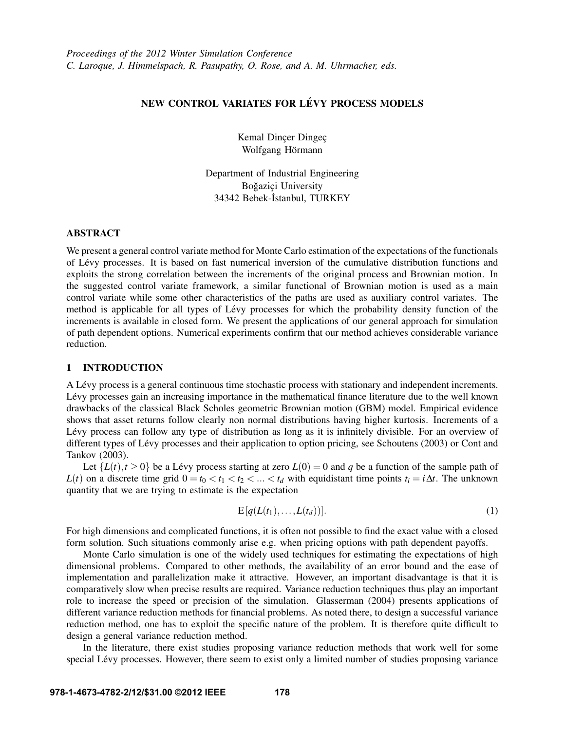# NEW CONTROL VARIATES FOR LÉVY PROCESS MODELS

Kemal Dinçer Dingeç
Wolfgang Hörmann

Department of Industrial Engineering
Boğaziçi University
34342 Bebek-İstanbul, TURKEY

## ABSTRACT

We present a general control variate method for Monte Carlo estimation of the expectations of the functionals of Lévy processes. It is based on fast numerical inversion of the cumulative distribution functions and exploits the strong correlation between the increments of the original process and Brownian motion. In the suggested control variate framework, a similar functional of Brownian motion is used as a main control variate while some other characteristics of the paths are used as auxiliary control variates. The method is applicable for all types of Lévy processes for which the probability density function of the increments is available in closed form. We present the applications of our general approach for simulation of path dependent options. Numerical experiments confirm that our method achieves considerable variance reduction.

## 1 INTRODUCTION

A Lévy process is a general continuous time stochastic process with stationary and independent increments. Lévy processes gain an increasing importance in the mathematical finance literature due to the well known drawbacks of the classical Black Scholes geometric Brownian motion (GBM) model. Empirical evidence shows that asset returns follow clearly non normal distributions having higher kurtosis. Increments of a Lévy process can follow any type of distribution as long as it is infinitely divisible. For an overview of different types of Lévy processes and their application to option pricing, see Schoutens (2003) or Cont and Tankov (2003).

Let $\{L(t), t \geq 0\}$ be a Lévy process starting at zero $L(0) = 0$ and $q$ be a function of the sample path of $L(t)$ on a discrete time grid $0 = t_0 < t_1 < t_2 < \ldots < t_d$ with equidistant time points $t_i = i\Delta t$. The unknown quantity that we are trying to estimate is the expectation

$$\mathrm{E}\left[q(L(t_1), \ldots, L(t_d))\right]. \tag{1}$$

For high dimensions and complicated functions, it is often not possible to find the exact value with a closed form solution. Such situations commonly arise e.g. when pricing options with path dependent payoffs.

Monte Carlo simulation is one of the widely used techniques for estimating the expectations of high dimensional problems. Compared to other methods, the availability of an error bound and the ease of implementation and parallelization make it attractive. However, an important disadvantage is that it is comparatively slow when precise results are required. Variance reduction techniques thus play an important role to increase the speed or precision of the simulation. Glasserman (2004) presents applications of different variance reduction methods for financial problems. As noted there, to design a successful variance reduction method, one has to exploit the specific nature of the problem. It is therefore quite difficult to design a general variance reduction method.

In the literature, there exist studies proposing variance reduction methods that work well for some special Lévy processes. However, there seem to exist only a limited number of studies proposing variance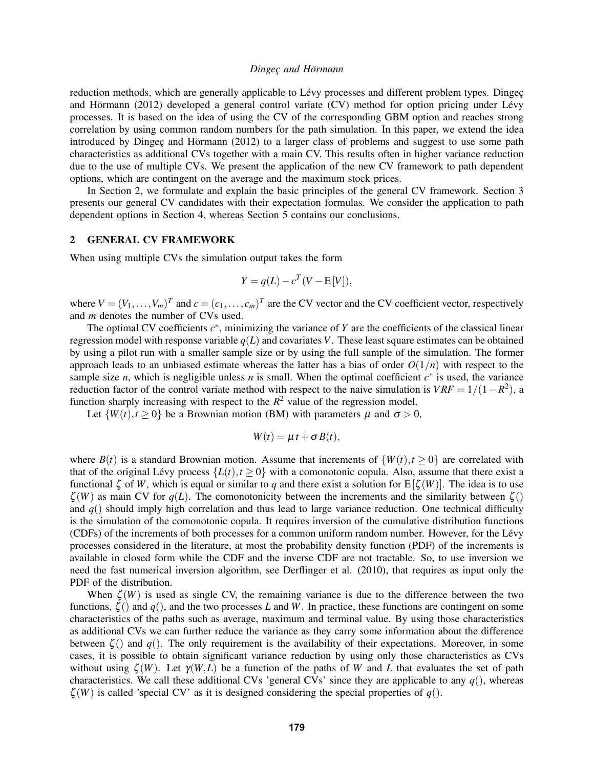reduction methods, which are generally applicable to Lévy processes and different problem types. Dingeç and Hörmann (2012) developed a general control variate (CV) method for option pricing under Lévy processes. It is based on the idea of using the CV of the corresponding GBM option and reaches strong correlation by using common random numbers for the path simulation. In this paper, we extend the idea introduced by Dingeç and Hörmann (2012) to a larger class of problems and suggest to use some path characteristics as additional CVs together with a main CV. This results often in higher variance reduction due to the use of multiple CVs. We present the application of the new CV framework to path dependent options, which are contingent on the average and the maximum stock prices.

In Section 2, we formulate and explain the basic principles of the general CV framework. Section 3 presents our general CV candidates with their expectation formulas. We consider the application to path dependent options in Section 4, whereas Section 5 contains our conclusions.

## 2 GENERAL CV FRAMEWORK

When using multiple CVs the simulation output takes the form

$$Y = q(L) - c^T (V - \mathrm{E}[V]),$$

where $V = (V_1, \ldots, V_m)^T$ and $c = (c_1, \ldots, c_m)^T$ are the CV vector and the CV coefficient vector, respectively and $m$ denotes the number of CVs used.

The optimal CV coefficients $c^*$, minimizing the variance of $Y$ are the coefficients of the classical linear regression model with response variable $q(L)$ and covariates $V$. These least square estimates can be obtained by using a pilot run with a smaller sample size or by using the full sample of the simulation. The former approach leads to an unbiased estimate whereas the latter has a bias of order $O(1/n)$ with respect to the sample size $n$, which is negligible unless $n$ is small. When the optimal coefficient $c^*$ is used, the variance reduction factor of the control variate method with respect to the naive simulation is $VRF = 1/(1-R^2)$, a function sharply increasing with respect to the $R^2$ value of the regression model.

Let $\{W(t), t \geq 0\}$ be a Brownian motion (BM) with parameters $\mu$ and $\sigma > 0$,

$$W(t) = \mu\, t + \sigma B(t),$$

where $B(t)$ is a standard Brownian motion. Assume that increments of $\{W(t), t \geq 0\}$ are correlated with that of the original Lévy process $\{L(t), t \geq 0\}$ with a comonotonic copula. Also, assume that there exist a functional $\zeta$ of $W$, which is equal or similar to $q$ and there exist a solution for $\mathrm{E}[\zeta(W)]$. The idea is to use $\zeta(W)$ as main CV for $q(L)$. The comonotonicity between the increments and the similarity between $\zeta()$ and $q()$ should imply high correlation and thus lead to large variance reduction. One technical difficulty is the simulation of the comonotonic copula. It requires inversion of the cumulative distribution functions (CDFs) of the increments of both processes for a common uniform random number. However, for the Lévy processes considered in the literature, at most the probability density function (PDF) of the increments is available in closed form while the CDF and the inverse CDF are not tractable. So, to use inversion we need the fast numerical inversion algorithm, see Derflinger et al. (2010), that requires as input only the PDF of the distribution.

When $\zeta(W)$ is used as single CV, the remaining variance is due to the difference between the two functions, $\zeta()$ and $q()$, and the two processes $L$ and $W$. In practice, these functions are contingent on some characteristics of the paths such as average, maximum and terminal value. By using those characteristics as additional CVs we can further reduce the variance as they carry some information about the difference between $\zeta()$ and $q()$. The only requirement is the availability of their expectations. Moreover, in some cases, it is possible to obtain significant variance reduction by using only those characteristics as CVs without using $\zeta(W)$. Let $\gamma(W, L)$ be a function of the paths of $W$ and $L$ that evaluates the set of path characteristics. We call these additional CVs 'general CVs' since they are applicable to any $q()$, whereas $\zeta(W)$ is called 'special CV' as it is designed considering the special properties of $q()$.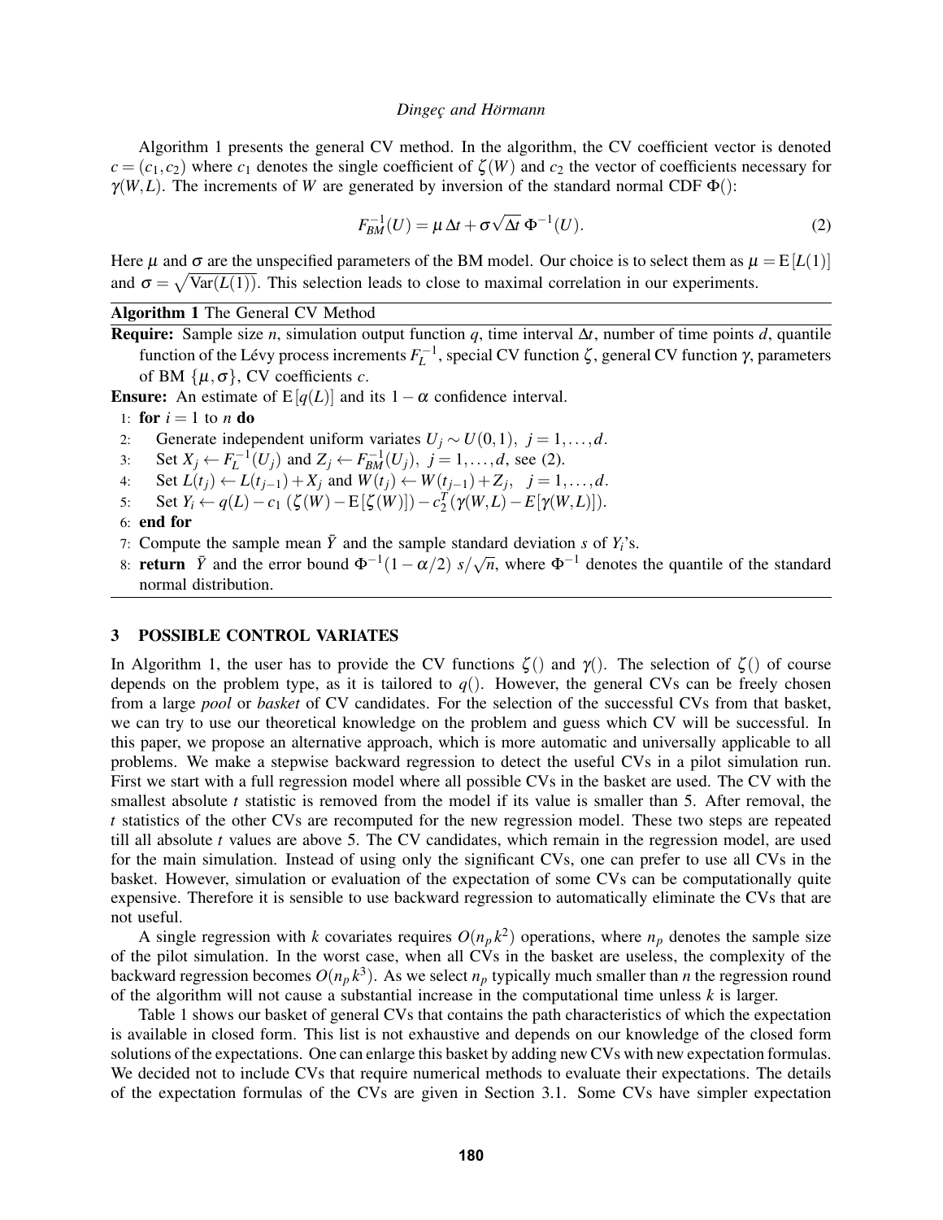Algorithm 1 presents the general CV method. In the algorithm, the CV coefficient vector is denoted $c = (c_1, c_2)$ where $c_1$ denotes the single coefficient of $\zeta(W)$ and $c_2$ the vector of coefficients necessary for $\gamma(W, L)$. The increments of $W$ are generated by inversion of the standard normal CDF $\Phi()$:

$$F_{BM}^{-1}(U) = \mu\,\Delta t + \sigma\sqrt{\Delta t}\,\Phi^{-1}(U). \tag{2}$$

Here $\mu$ and $\sigma$ are the unspecified parameters of the BM model. Our choice is to select them as $\mu = \mathrm{E}[L(1)]$ and $\sigma = \sqrt{\mathrm{Var}(L(1))}$. This selection leads to close to maximal correlation in our experiments.

**Algorithm 1** The General CV Method

**Require:** Sample size $n$, simulation output function $q$, time interval $\Delta t$, number of time points $d$, quantile function of the Lévy process increments $F_L^{-1}$, special CV function $\zeta$, general CV function $\gamma$, parameters of BM $\{\mu, \sigma\}$, CV coefficients $c$.

**Ensure:** An estimate of $\mathrm{E}[q(L)]$ and its $1-\alpha$ confidence interval.

1: **for** $i = 1$ to $n$ **do**
2: Generate independent uniform variates $U_j \sim U(0,1)$, $j = 1, \ldots, d$.
3: Set $X_j \leftarrow F_L^{-1}(U_j)$ and $Z_j \leftarrow F_{BM}^{-1}(U_j)$, $j = 1, \ldots, d$, see (2).
4: Set $L(t_j) \leftarrow L(t_{j-1}) + X_j$ and $W(t_j) \leftarrow W(t_{j-1}) + Z_j$, $j = 1, \ldots, d$.
5: Set $Y_i \leftarrow q(L) - c_1\,(\zeta(W) - \mathrm{E}[\zeta(W)]) - c_2^T(\gamma(W, L) - E[\gamma(W, L)])$.
6: **end for**
7: Compute the sample mean $\bar{Y}$ and the sample standard deviation $s$ of $Y_i$'s.
8: **return** $\bar{Y}$ and the error bound $\Phi^{-1}(1-\alpha/2)\ s/\sqrt{n}$, where $\Phi^{-1}$ denotes the quantile of the standard normal distribution.

## 3 POSSIBLE CONTROL VARIATES

In Algorithm 1, the user has to provide the CV functions $\zeta()$ and $\gamma()$. The selection of $\zeta()$ of course depends on the problem type, as it is tailored to $q()$. However, the general CVs can be freely chosen from a large *pool* or *basket* of CV candidates. For the selection of the successful CVs from that basket, we can try to use our theoretical knowledge on the problem and guess which CV will be successful. In this paper, we propose an alternative approach, which is more automatic and universally applicable to all problems. We make a stepwise backward regression to detect the useful CVs in a pilot simulation run. First we start with a full regression model where all possible CVs in the basket are used. The CV with the smallest absolute $t$ statistic is removed from the model if its value is smaller than 5. After removal, the $t$ statistics of the other CVs are recomputed for the new regression model. These two steps are repeated till all absolute $t$ values are above 5. The CV candidates, which remain in the regression model, are used for the main simulation. Instead of using only the significant CVs, one can prefer to use all CVs in the basket. However, simulation or evaluation of the expectation of some CVs can be computationally quite expensive. Therefore it is sensible to use backward regression to automatically eliminate the CVs that are not useful.

A single regression with $k$ covariates requires $O(n_p k^2)$ operations, where $n_p$ denotes the sample size of the pilot simulation. In the worst case, when all CVs in the basket are useless, the complexity of the backward regression becomes $O(n_p k^3)$. As we select $n_p$ typically much smaller than $n$ the regression round of the algorithm will not cause a substantial increase in the computational time unless $k$ is larger.

Table 1 shows our basket of general CVs that contains the path characteristics of which the expectation is available in closed form. This list is not exhaustive and depends on our knowledge of the closed form solutions of the expectations. One can enlarge this basket by adding new CVs with new expectation formulas. We decided not to include CVs that require numerical methods to evaluate their expectations. The details of the expectation formulas of the CVs are given in Section 3.1. Some CVs have simpler expectation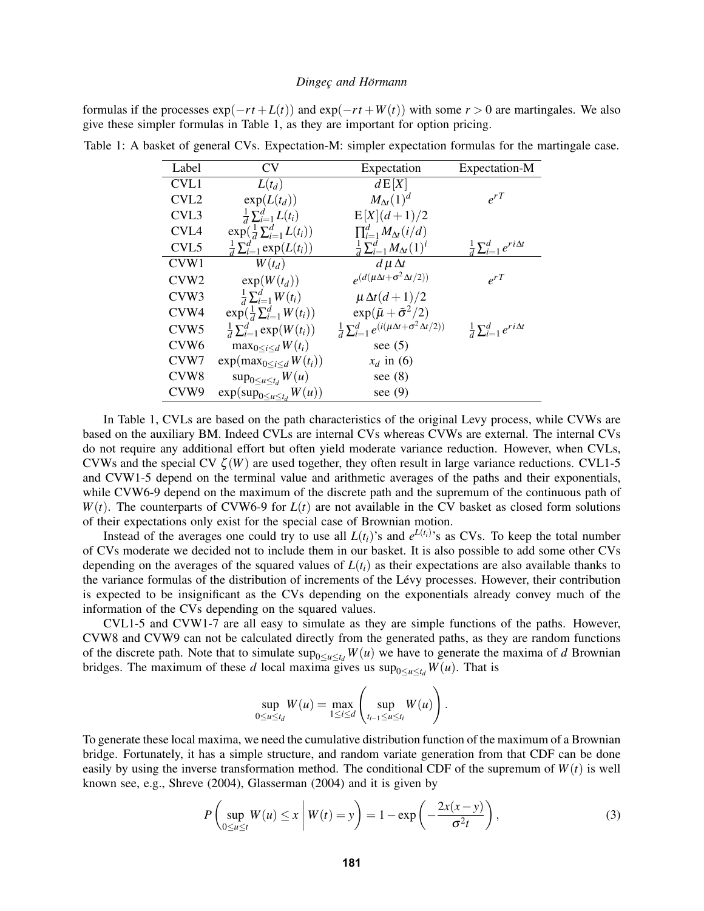formulas if the processes $\exp(-rt+L(t))$ and $\exp(-rt+W(t))$ with some $r>0$ are martingales. We also give these simpler formulas in Table 1, as they are important for option pricing.

Table 1: A basket of general CVs. Expectation-M: simpler expectation formulas for the martingale case.

| Label | CV | Expectation | Expectation-M |
|---|---|---|---|
| CVL1 | $L(t_d)$ | $d\,\mathrm{E}[X]$ | |
| CVL2 | $\exp(L(t_d))$ | $M_{\Delta t}(1)^d$ | $e^{rT}$ |
| CVL3 | $\frac{1}{d}\sum_{i=1}^{d} L(t_i)$ | $\mathrm{E}[X](d+1)/2$ | |
| CVL4 | $\exp(\frac{1}{d}\sum_{i=1}^{d} L(t_i))$ | $\prod_{i=1}^{d} M_{\Delta t}(i/d)$ | |
| CVL5 | $\frac{1}{d}\sum_{i=1}^{d}\exp(L(t_i))$ | $\frac{1}{d}\sum_{i=1}^{d} M_{\Delta t}(1)^i$ | $\frac{1}{d}\sum_{i=1}^{d} e^{ri\Delta t}$ |
| CVW1 | $W(t_d)$ | $d\,\mu\,\Delta t$ | |
| CVW2 | $\exp(W(t_d))$ | $e^{(d(\mu\Delta t+\sigma^2\Delta t/2))}$ | $e^{rT}$ |
| CVW3 | $\frac{1}{d}\sum_{i=1}^{d} W(t_i)$ | $\mu\,\Delta t(d+1)/2$ | |
| CVW4 | $\exp(\frac{1}{d}\sum_{i=1}^{d} W(t_i))$ | $\exp(\tilde{\mu}+\tilde{\sigma}^2/2)$ | |
| CVW5 | $\frac{1}{d}\sum_{i=1}^{d}\exp(W(t_i))$ | $\frac{1}{d}\sum_{i=1}^{d} e^{(i(\mu\Delta t+\sigma^2\Delta t/2))}$ | $\frac{1}{d}\sum_{i=1}^{d} e^{ri\Delta t}$ |
| CVW6 | $\max_{0\le i\le d} W(t_i)$ | see (5) | |
| CVW7 | $\exp(\max_{0\le i\le d} W(t_i))$ | $x_d$ in (6) | |
| CVW8 | $\sup_{0\le u\le t_d} W(u)$ | see (8) | |
| CVW9 | $\exp(\sup_{0\le u\le t_d} W(u))$ | see (9) | |

In Table 1, CVLs are based on the path characteristics of the original Levy process, while CVWs are based on the auxiliary BM. Indeed CVLs are internal CVs whereas CVWs are external. The internal CVs do not require any additional effort but often yield moderate variance reduction. However, when CVLs, CVWs and the special CV $\zeta(W)$ are used together, they often result in large variance reductions. CVL1-5 and CVW1-5 depend on the terminal value and arithmetic averages of the paths and their exponentials, while CVW6-9 depend on the maximum of the discrete path and the supremum of the continuous path of $W(t)$. The counterparts of CVW6-9 for $L(t)$ are not available in the CV basket as closed form solutions of their expectations only exist for the special case of Brownian motion.

Instead of the averages one could try to use all $L(t_i)$'s and $e^{L(t_i)}$'s as CVs. To keep the total number of CVs moderate we decided not to include them in our basket. It is also possible to add some other CVs depending on the averages of the squared values of $L(t_i)$ as their expectations are also available thanks to the variance formulas of the distribution of increments of the Lévy processes. However, their contribution is expected to be insignificant as the CVs depending on the exponentials already convey much of the information of the CVs depending on the squared values.

CVL1-5 and CVW1-7 are all easy to simulate as they are simple functions of the paths. However, CVW8 and CVW9 can not be calculated directly from the generated paths, as they are random functions of the discrete path. Note that to simulate $\sup_{0\le u\le t_d} W(u)$ we have to generate the maxima of $d$ Brownian bridges. The maximum of these $d$ local maxima gives us $\sup_{0\le u\le t_d} W(u)$. That is

$$\sup_{0\le u\le t_d} W(u) = \max_{1\le i\le d}\left(\sup_{t_{i-1}\le u\le t_i} W(u)\right).$$

To generate these local maxima, we need the cumulative distribution function of the maximum of a Brownian bridge. Fortunately, it has a simple structure, and random variate generation from that CDF can be done easily by using the inverse transformation method. The conditional CDF of the supremum of $W(t)$ is well known see, e.g., Shreve (2004), Glasserman (2004) and it is given by

$$P\left(\sup_{0\le u\le t} W(u)\le x \,\middle|\, W(t)=y\right) = 1-\exp\left(-\frac{2x(x-y)}{\sigma^2 t}\right), \tag{3}$$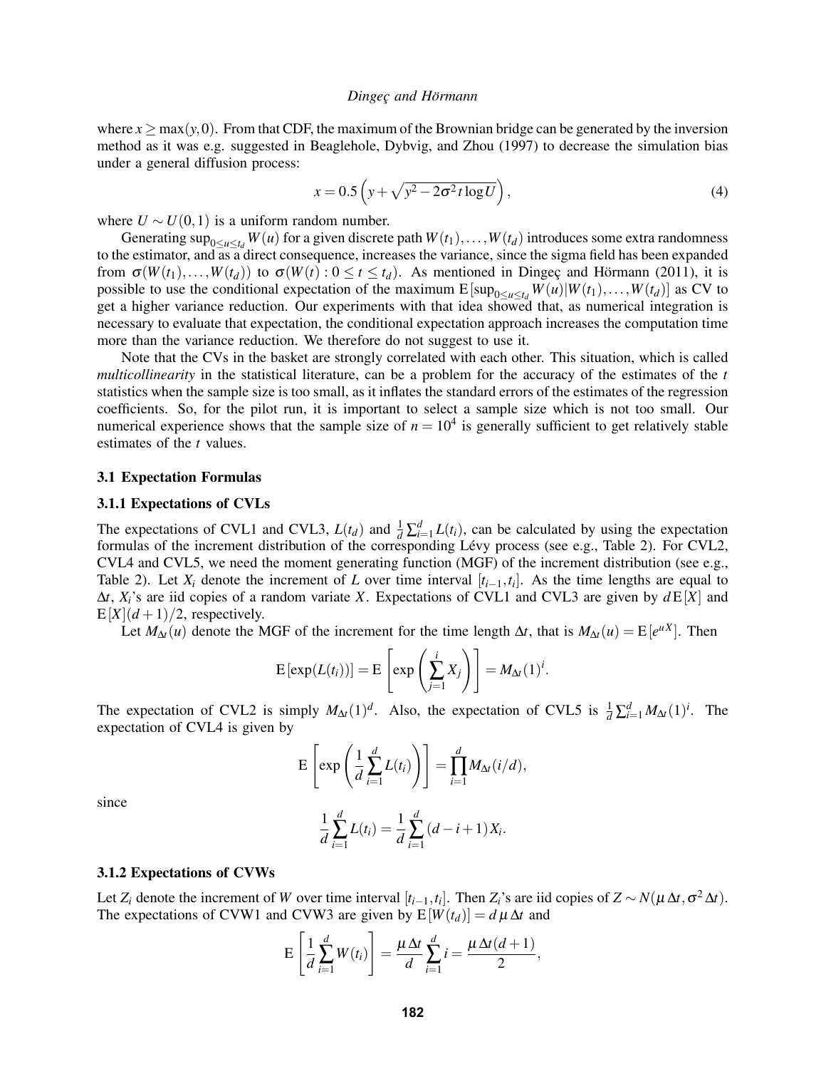where $x \geq \max(y, 0)$. From that CDF, the maximum of the Brownian bridge can be generated by the inversion method as it was e.g. suggested in Beaglehole, Dybvig, and Zhou (1997) to decrease the simulation bias under a general diffusion process:

$$x = 0.5\left(y + \sqrt{y^2 - 2\sigma^2 t \log U}\right), \tag{4}$$

where $U \sim U(0,1)$ is a uniform random number.

Generating $\sup_{0 \leq u \leq t_d} W(u)$ for a given discrete path $W(t_1), \ldots, W(t_d)$ introduces some extra randomness to the estimator, and as a direct consequence, increases the variance, since the sigma field has been expanded from $\sigma(W(t_1), \ldots, W(t_d))$ to $\sigma(W(t) : 0 \leq t \leq t_d)$. As mentioned in Dingeç and Hörmann (2011), it is possible to use the conditional expectation of the maximum $\mathrm{E}[\sup_{0 \leq u \leq t_d} W(u) | W(t_1), \ldots, W(t_d)]$ as CV to get a higher variance reduction. Our experiments with that idea showed that, as numerical integration is necessary to evaluate that expectation, the conditional expectation approach increases the computation time more than the variance reduction. We therefore do not suggest to use it.

Note that the CVs in the basket are strongly correlated with each other. This situation, which is called *multicollinearity* in the statistical literature, can be a problem for the accuracy of the estimates of the $t$ statistics when the sample size is too small, as it inflates the standard errors of the estimates of the regression coefficients. So, for the pilot run, it is important to select a sample size which is not too small. Our numerical experience shows that the sample size of $n = 10^4$ is generally sufficient to get relatively stable estimates of the $t$ values.

### 3.1 Expectation Formulas

#### 3.1.1 Expectations of CVLs

The expectations of CVL1 and CVL3, $L(t_d)$ and $\frac{1}{d}\sum_{i=1}^{d} L(t_i)$, can be calculated by using the expectation formulas of the increment distribution of the corresponding Lévy process (see e.g., Table 2). For CVL2, CVL4 and CVL5, we need the moment generating function (MGF) of the increment distribution (see e.g., Table 2). Let $X_i$ denote the increment of $L$ over time interval $[t_{i-1}, t_i]$. As the time lengths are equal to $\Delta t$, $X_i$'s are iid copies of a random variate $X$. Expectations of CVL1 and CVL3 are given by $d\,\mathrm{E}[X]$ and $\mathrm{E}[X](d+1)/2$, respectively.

Let $M_{\Delta t}(u)$ denote the MGF of the increment for the time length $\Delta t$, that is $M_{\Delta t}(u) = \mathrm{E}[e^{uX}]$. Then

$$\mathrm{E}[\exp(L(t_i))] = \mathrm{E}\left[\exp\left(\sum_{j=1}^{i} X_j\right)\right] = M_{\Delta t}(1)^i.$$

The expectation of CVL2 is simply $M_{\Delta t}(1)^d$. Also, the expectation of CVL5 is $\frac{1}{d}\sum_{i=1}^{d} M_{\Delta t}(1)^i$. The expectation of CVL4 is given by

$$\mathrm{E}\left[\exp\left(\frac{1}{d}\sum_{i=1}^{d} L(t_i)\right)\right] = \prod_{i=1}^{d} M_{\Delta t}(i/d),$$

since

$$\frac{1}{d}\sum_{i=1}^{d} L(t_i) = \frac{1}{d}\sum_{i=1}^{d} (d - i + 1) X_i.$$

#### 3.1.2 Expectations of CVWs

Let $Z_i$ denote the increment of $W$ over time interval $[t_{i-1}, t_i]$. Then $Z_i$'s are iid copies of $Z \sim N(\mu\,\Delta t, \sigma^2\,\Delta t)$. The expectations of CVW1 and CVW3 are given by $\mathrm{E}[W(t_d)] = d\,\mu\,\Delta t$ and

$$\mathrm{E}\left[\frac{1}{d}\sum_{i=1}^{d} W(t_i)\right] = \frac{\mu\,\Delta t}{d}\sum_{i=1}^{d} i = \frac{\mu\,\Delta t(d+1)}{2},$$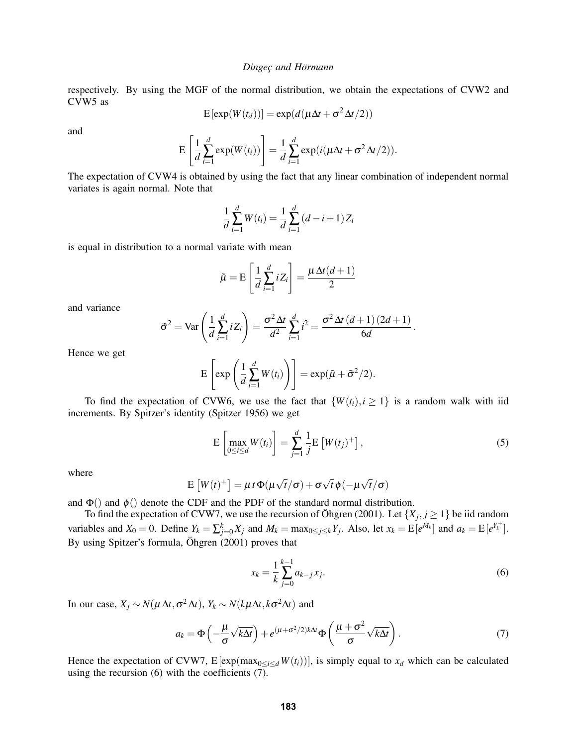respectively. By using the MGF of the normal distribution, we obtain the expectations of CVW2 and CVW5 as

$$\mathrm{E}\left[\exp(W(t_d))\right] = \exp(d(\mu\Delta t + \sigma^2 \Delta t/2))$$

and

$$\mathrm{E}\left[\frac{1}{d}\sum_{i=1}^{d}\exp(W(t_i))\right] = \frac{1}{d}\sum_{i=1}^{d}\exp(i(\mu\Delta t + \sigma^2 \Delta t/2)).$$

The expectation of CVW4 is obtained by using the fact that any linear combination of independent normal variates is again normal. Note that

$$\frac{1}{d}\sum_{i=1}^{d} W(t_i) = \frac{1}{d}\sum_{i=1}^{d}(d-i+1)Z_i$$

is equal in distribution to a normal variate with mean

$$\tilde{\mu} = \mathrm{E}\left[\frac{1}{d}\sum_{i=1}^{d} iZ_i\right] = \frac{\mu\,\Delta t(d+1)}{2}$$

and variance

$$\tilde{\sigma}^2 = \mathrm{Var}\left(\frac{1}{d}\sum_{i=1}^{d} iZ_i\right) = \frac{\sigma^2\,\Delta t}{d^2}\sum_{i=1}^{d} i^2 = \frac{\sigma^2\,\Delta t\,(d+1)\,(2d+1)}{6d}.$$

Hence we get

$$\mathrm{E}\left[\exp\left(\frac{1}{d}\sum_{i=1}^{d} W(t_i)\right)\right] = \exp(\tilde{\mu} + \tilde{\sigma}^2/2).$$

To find the expectation of CVW6, we use the fact that $\{W(t_i), i \geq 1\}$ is a random walk with iid increments. By Spitzer's identity (Spitzer 1956) we get

$$\mathrm{E}\left[\max_{0\leq i\leq d} W(t_i)\right] = \sum_{j=1}^{d}\frac{1}{j}\mathrm{E}\left[W(t_j)^+\right], \tag{5}$$

where

$$\mathrm{E}\left[W(t)^+\right] = \mu\, t\,\Phi(\mu\sqrt{t}/\sigma) + \sigma\sqrt{t}\,\phi(-\mu\sqrt{t}/\sigma)$$

and $\Phi()$ and $\phi()$ denote the CDF and the PDF of the standard normal distribution.

To find the expectation of CVW7, we use the recursion of Öhgren (2001). Let $\{X_j, j \geq 1\}$ be iid random variables and $X_0 = 0$. Define $Y_k = \sum_{j=0}^{k} X_j$ and $M_k = \max_{0\leq j\leq k} Y_j$. Also, let $x_k = \mathrm{E}[e^{M_k}]$ and $a_k = \mathrm{E}[e^{Y_k^+}]$. By using Spitzer's formula, Öhgren (2001) proves that

$$x_k = \frac{1}{k}\sum_{j=0}^{k-1} a_{k-j}\, x_j. \tag{6}$$

In our case, $X_j \sim N(\mu\,\Delta t, \sigma^2\,\Delta t)$, $Y_k \sim N(k\mu\Delta t, k\sigma^2\Delta t)$ and

$$a_k = \Phi\left(-\frac{\mu}{\sigma}\sqrt{k\Delta t}\right) + e^{(\mu+\sigma^2/2)k\Delta t}\,\Phi\left(\frac{\mu+\sigma^2}{\sigma}\sqrt{k\Delta t}\right). \tag{7}$$

Hence the expectation of CVW7, $\mathrm{E}[\exp(\max_{0\leq i\leq d} W(t_i))]$, is simply equal to $x_d$ which can be calculated using the recursion (6) with the coefficients (7).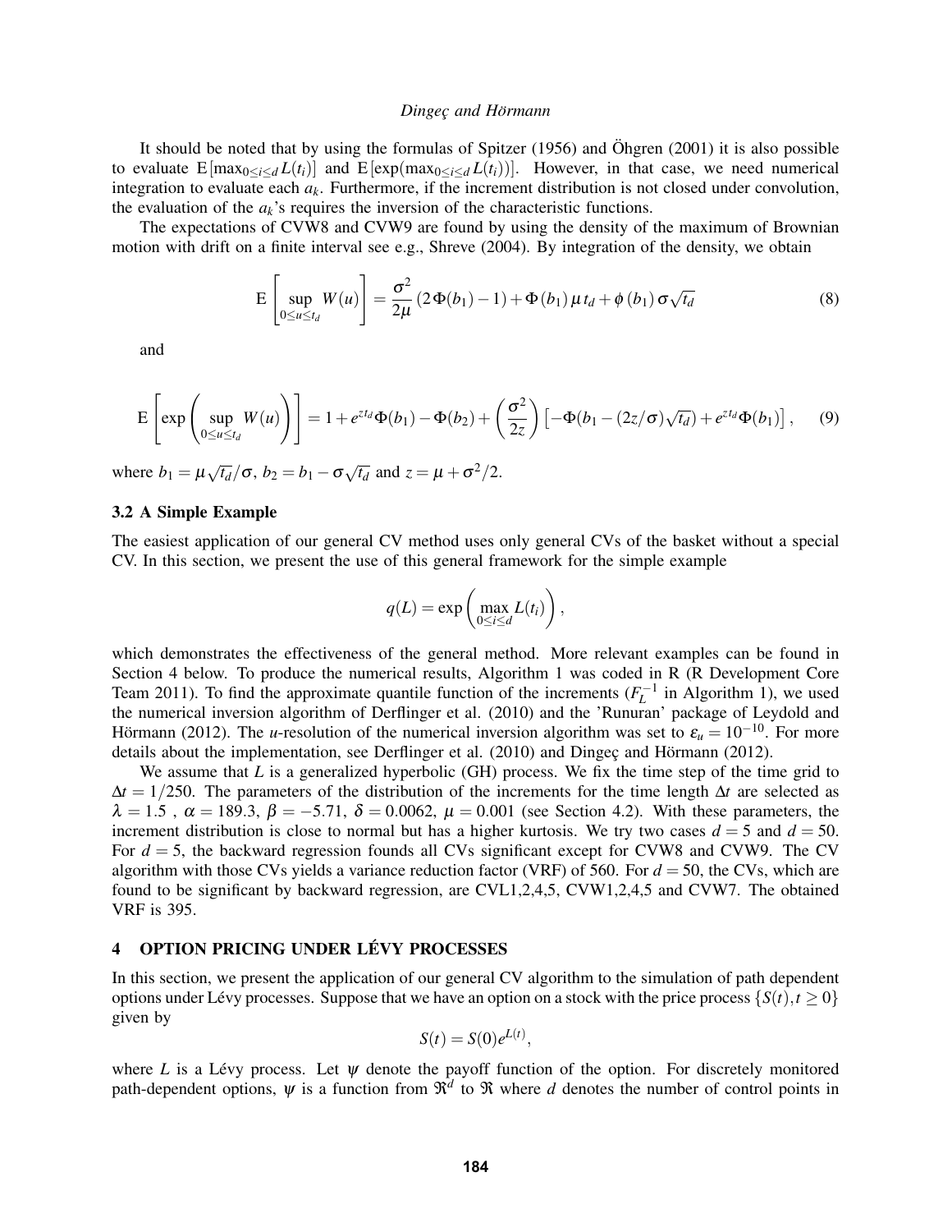It should be noted that by using the formulas of Spitzer (1956) and Öhgren (2001) it is also possible to evaluate $\mathrm{E}[\max_{0\le i\le d} L(t_i)]$ and $\mathrm{E}[\exp(\max_{0\le i\le d} L(t_i))]$. However, in that case, we need numerical integration to evaluate each $a_k$. Furthermore, if the increment distribution is not closed under convolution, the evaluation of the $a_k$'s requires the inversion of the characteristic functions.

The expectations of CVW8 and CVW9 are found by using the density of the maximum of Brownian motion with drift on a finite interval see e.g., Shreve (2004). By integration of the density, we obtain

$$\mathrm{E}\left[\sup_{0\le u\le t_d} W(u)\right] = \frac{\sigma^2}{2\mu}\left(2\Phi(b_1)-1\right) + \Phi(b_1)\,\mu\, t_d + \phi(b_1)\,\sigma\sqrt{t_d} \tag{8}$$

and

$$\mathrm{E}\left[\exp\left(\sup_{0\le u\le t_d} W(u)\right)\right] = 1 + e^{zt_d}\Phi(b_1) - \Phi(b_2) + \left(\frac{\sigma^2}{2z}\right)\left[-\Phi(b_1-(2z/\sigma)\sqrt{t_d}) + e^{zt_d}\Phi(b_1)\right], \tag{9}$$

where $b_1 = \mu\sqrt{t_d}/\sigma$, $b_2 = b_1 - \sigma\sqrt{t_d}$ and $z = \mu + \sigma^2/2$.

### 3.2 A Simple Example

The easiest application of our general CV method uses only general CVs of the basket without a special CV. In this section, we present the use of this general framework for the simple example

$$q(L) = \exp\left(\max_{0\le i\le d} L(t_i)\right),$$

which demonstrates the effectiveness of the general method. More relevant examples can be found in Section 4 below. To produce the numerical results, Algorithm 1 was coded in R (R Development Core Team 2011). To find the approximate quantile function of the increments ($F_L^{-1}$ in Algorithm 1), we used the numerical inversion algorithm of Derflinger et al. (2010) and the 'Runuran' package of Leydold and Hörmann (2012). The $u$-resolution of the numerical inversion algorithm was set to $\varepsilon_u = 10^{-10}$. For more details about the implementation, see Derflinger et al. (2010) and Dingeç and Hörmann (2012).

We assume that $L$ is a generalized hyperbolic (GH) process. We fix the time step of the time grid to $\Delta t = 1/250$. The parameters of the distribution of the increments for the time length $\Delta t$ are selected as $\lambda = 1.5$ , $\alpha = 189.3$, $\beta = -5.71$, $\delta = 0.0062$, $\mu = 0.001$ (see Section 4.2). With these parameters, the increment distribution is close to normal but has a higher kurtosis. We try two cases $d = 5$ and $d = 50$. For $d = 5$, the backward regression founds all CVs significant except for CVW8 and CVW9. The CV algorithm with those CVs yields a variance reduction factor (VRF) of 560. For $d = 50$, the CVs, which are found to be significant by backward regression, are CVL1,2,4,5, CVW1,2,4,5 and CVW7. The obtained VRF is 395.

## 4 OPTION PRICING UNDER LÉVY PROCESSES

In this section, we present the application of our general CV algorithm to the simulation of path dependent options under Lévy processes. Suppose that we have an option on a stock with the price process $\{S(t), t \ge 0\}$ given by

$$S(t) = S(0)e^{L(t)},$$

where $L$ is a Lévy process. Let $\psi$ denote the payoff function of the option. For discretely monitored path-dependent options, $\psi$ is a function from $\Re^d$ to $\Re$ where $d$ denotes the number of control points in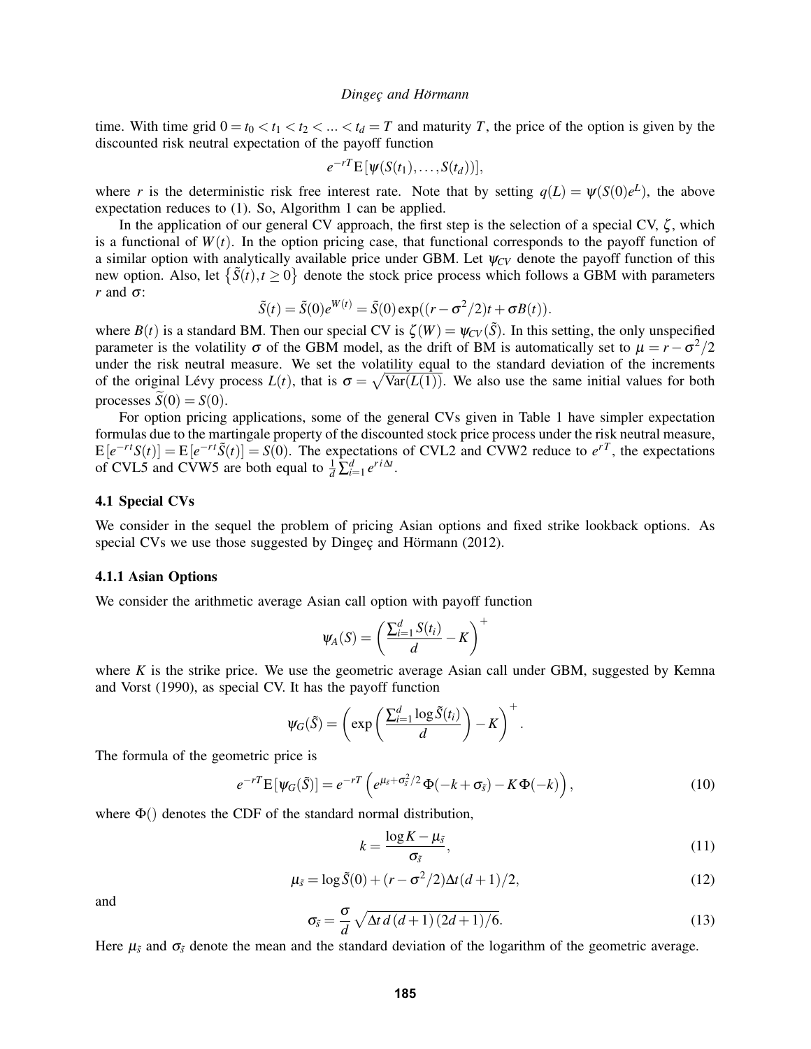time. With time grid $0 = t_0 < t_1 < t_2 < \ldots < t_d = T$ and maturity $T$, the price of the option is given by the discounted risk neutral expectation of the payoff function

$$e^{-rT}\mathrm{E}\left[\psi(S(t_1),\ldots,S(t_d))\right],$$

where $r$ is the deterministic risk free interest rate. Note that by setting $q(L) = \psi(S(0)e^L)$, the above expectation reduces to (1). So, Algorithm 1 can be applied.

In the application of our general CV approach, the first step is the selection of a special CV, $\zeta$, which is a functional of $W(t)$. In the option pricing case, that functional corresponds to the payoff function of a similar option with analytically available price under GBM. Let $\psi_{CV}$ denote the payoff function of this new option. Also, let $\{\tilde{S}(t), t \geq 0\}$ denote the stock price process which follows a GBM with parameters $r$ and $\sigma$:

$$\tilde{S}(t) = \tilde{S}(0)e^{W(t)} = \tilde{S}(0)\exp((r-\sigma^2/2)t + \sigma B(t)).$$

where $B(t)$ is a standard BM. Then our special CV is $\zeta(W) = \psi_{CV}(\tilde{S})$. In this setting, the only unspecified parameter is the volatility $\sigma$ of the GBM model, as the drift of BM is automatically set to $\mu = r - \sigma^2/2$ under the risk neutral measure. We set the volatility equal to the standard deviation of the increments of the original Lévy process $L(t)$, that is $\sigma = \sqrt{\mathrm{Var}(L(1))}$. We also use the same initial values for both processes $\tilde{S}(0) = S(0)$.

For option pricing applications, some of the general CVs given in Table 1 have simpler expectation formulas due to the martingale property of the discounted stock price process under the risk neutral measure, $\mathrm{E}\left[e^{-rt}S(t)\right] = \mathrm{E}\left[e^{-rt}\tilde{S}(t)\right] = S(0)$. The expectations of CVL2 and CVW2 reduce to $e^{rT}$, the expectations of CVL5 and CVW5 are both equal to $\frac{1}{d}\sum_{i=1}^{d} e^{ri\Delta t}$.

## 4.1 Special CVs

We consider in the sequel the problem of pricing Asian options and fixed strike lookback options. As special CVs we use those suggested by Dingeç and Hörmann (2012).

### 4.1.1 Asian Options

We consider the arithmetic average Asian call option with payoff function

$$\psi_A(S) = \left(\frac{\sum_{i=1}^{d} S(t_i)}{d} - K\right)^+$$

where $K$ is the strike price. We use the geometric average Asian call under GBM, suggested by Kemna and Vorst (1990), as special CV. It has the payoff function

$$\psi_G(\tilde{S}) = \left(\exp\left(\frac{\sum_{i=1}^{d} \log \tilde{S}(t_i)}{d}\right) - K\right)^+.$$

The formula of the geometric price is

$$e^{-rT}\mathrm{E}\left[\psi_G(\tilde{S})\right] = e^{-rT}\left(e^{\mu_{\tilde{s}}+\sigma_{\tilde{s}}^2/2}\,\Phi(-k+\sigma_{\tilde{s}}) - K\,\Phi(-k)\right), \tag{10}$$

where $\Phi()$ denotes the CDF of the standard normal distribution,

$$k = \frac{\log K - \mu_{\tilde{s}}}{\sigma_{\tilde{s}}}, \tag{11}$$

$$\mu_{\tilde{s}} = \log \tilde{S}(0) + (r-\sigma^2/2)\Delta t(d+1)/2, \tag{12}$$

and

$$\sigma_{\tilde{s}} = \frac{\sigma}{d}\sqrt{\Delta t\, d\,(d+1)\,(2d+1)/6}. \tag{13}$$

Here $\mu_{\tilde{s}}$ and $\sigma_{\tilde{s}}$ denote the mean and the standard deviation of the logarithm of the geometric average.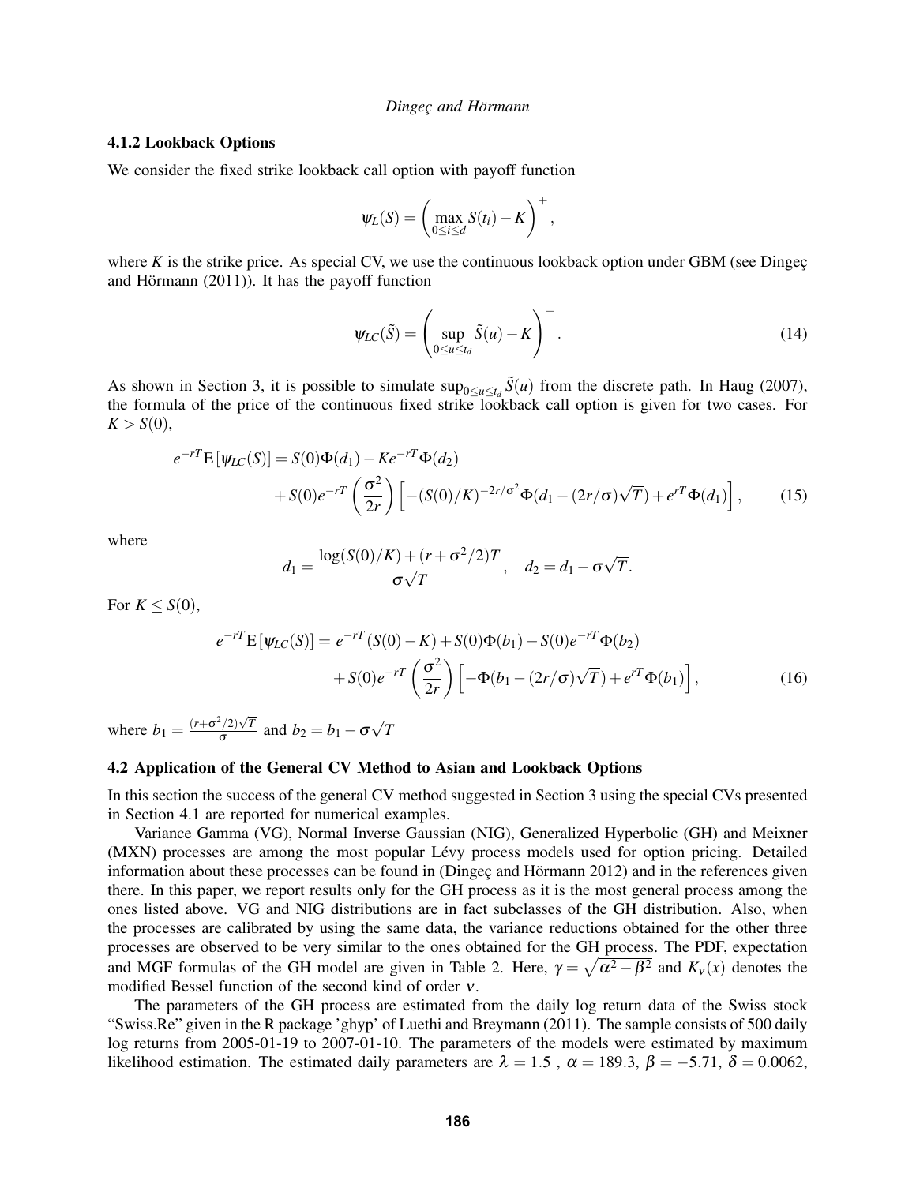### 4.1.2 Lookback Options

We consider the fixed strike lookback call option with payoff function

$$\psi_L(S) = \left( \max_{0 \le i \le d} S(t_i) - K \right)^+,$$

where $K$ is the strike price. As special CV, we use the continuous lookback option under GBM (see Dingeç and Hörmann (2011)). It has the payoff function

$$\psi_{LC}(\tilde{S}) = \left( \sup_{0 \le u \le t_d} \tilde{S}(u) - K \right)^+. \tag{14}$$

As shown in Section 3, it is possible to simulate $\sup_{0 \le u \le t_d} \tilde{S}(u)$ from the discrete path. In Haug (2007), the formula of the price of the continuous fixed strike lookback call option is given for two cases. For $K > S(0)$,

$$\begin{aligned} e^{-rT}\mathrm{E}[\psi_{LC}(S)] &= S(0)\Phi(d_1) - Ke^{-rT}\Phi(d_2) \\ &\quad + S(0)e^{-rT}\left(\frac{\sigma^2}{2r}\right)\left[-(S(0)/K)^{-2r/\sigma^2}\Phi(d_1 - (2r/\sigma)\sqrt{T}) + e^{rT}\Phi(d_1)\right], \end{aligned} \tag{15}$$

where

$$d_1 = \frac{\log(S(0)/K) + (r + \sigma^2/2)T}{\sigma\sqrt{T}}, \quad d_2 = d_1 - \sigma\sqrt{T}.$$

For $K \le S(0)$,

$$\begin{aligned} e^{-rT}\mathrm{E}[\psi_{LC}(S)] &= e^{-rT}(S(0) - K) + S(0)\Phi(b_1) - S(0)e^{-rT}\Phi(b_2) \\ &\quad + S(0)e^{-rT}\left(\frac{\sigma^2}{2r}\right)\left[-\Phi(b_1 - (2r/\sigma)\sqrt{T}) + e^{rT}\Phi(b_1)\right], \end{aligned} \tag{16}$$

where $b_1 = \frac{(r+\sigma^2/2)\sqrt{T}}{\sigma}$ and $b_2 = b_1 - \sigma\sqrt{T}$

### 4.2 Application of the General CV Method to Asian and Lookback Options

In this section the success of the general CV method suggested in Section 3 using the special CVs presented in Section 4.1 are reported for numerical examples.

Variance Gamma (VG), Normal Inverse Gaussian (NIG), Generalized Hyperbolic (GH) and Meixner (MXN) processes are among the most popular Lévy process models used for option pricing. Detailed information about these processes can be found in (Dingeç and Hörmann 2012) and in the references given there. In this paper, we report results only for the GH process as it is the most general process among the ones listed above. VG and NIG distributions are in fact subclasses of the GH distribution. Also, when the processes are calibrated by using the same data, the variance reductions obtained for the other three processes are observed to be very similar to the ones obtained for the GH process. The PDF, expectation and MGF formulas of the GH model are given in Table 2. Here, $\gamma = \sqrt{\alpha^2 - \beta^2}$ and $K_\nu(x)$ denotes the modified Bessel function of the second kind of order $\nu$.

The parameters of the GH process are estimated from the daily log return data of the Swiss stock "Swiss.Re" given in the R package 'ghyp' of Luethi and Breymann (2011). The sample consists of 500 daily log returns from 2005-01-19 to 2007-01-10. The parameters of the models were estimated by maximum likelihood estimation. The estimated daily parameters are $\lambda = 1.5$ , $\alpha = 189.3$, $\beta = -5.71$, $\delta = 0.0062$,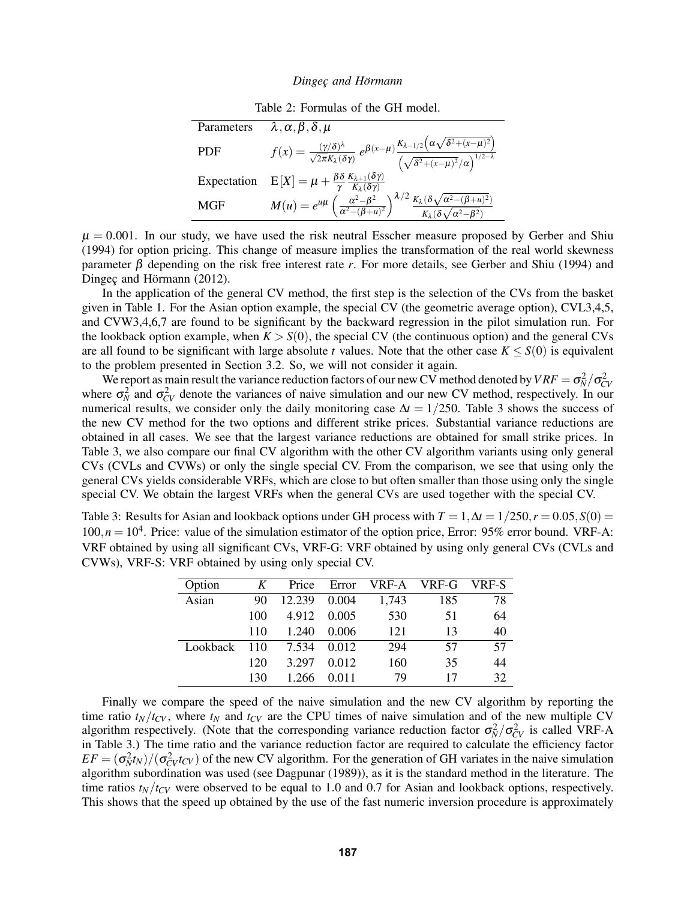Table 2: Formulas of the GH model.

| | |
|---|---|
| Parameters | $\lambda, \alpha, \beta, \delta, \mu$ |
| PDF | $f(x) = \frac{(\gamma/\delta)^\lambda}{\sqrt{2\pi}K_\lambda(\delta\gamma)}\; e^{\beta(x-\mu)}\frac{K_{\lambda-1/2}\left(\alpha\sqrt{\delta^2+(x-\mu)^2}\right)}{\left(\sqrt{\delta^2+(x-\mu)^2}/\alpha\right)^{1/2-\lambda}}$ |
| Expectation | $\mathrm{E}[X] = \mu + \frac{\beta\delta}{\gamma}\frac{K_{\lambda+1}(\delta\gamma)}{K_\lambda(\delta\gamma)}$ |
| MGF | $M(u) = e^{u\mu}\left(\frac{\alpha^2-\beta^2}{\alpha^2-(\beta+u)^2}\right)^{\lambda/2}\frac{K_\lambda(\delta\sqrt{\alpha^2-(\beta+u)^2})}{K_\lambda(\delta\sqrt{\alpha^2-\beta^2})}$ |

$\mu = 0.001$. In our study, we have used the risk neutral Esscher measure proposed by Gerber and Shiu (1994) for option pricing. This change of measure implies the transformation of the real world skewness parameter $\beta$ depending on the risk free interest rate $r$. For more details, see Gerber and Shiu (1994) and Dingeç and Hörmann (2012).

In the application of the general CV method, the first step is the selection of the CVs from the basket given in Table 1. For the Asian option example, the special CV (the geometric average option), CVL3,4,5, and CVW3,4,6,7 are found to be significant by the backward regression in the pilot simulation run. For the lookback option example, when $K > S(0)$, the special CV (the continuous option) and the general CVs are all found to be significant with large absolute $t$ values. Note that the other case $K \leq S(0)$ is equivalent to the problem presented in Section 3.2. So, we will not consider it again.

We report as main result the variance reduction factors of our new CV method denoted by $VRF = \sigma_N^2/\sigma_{CV}^2$ where $\sigma_N^2$ and $\sigma_{CV}^2$ denote the variances of naive simulation and our new CV method, respectively. In our numerical results, we consider only the daily monitoring case $\Delta t = 1/250$. Table 3 shows the success of the new CV method for the two options and different strike prices. Substantial variance reductions are obtained in all cases. We see that the largest variance reductions are obtained for small strike prices. In Table 3, we also compare our final CV algorithm with the other CV algorithm variants using only general CVs (CVLs and CVWs) or only the single special CV. From the comparison, we see that using only the general CVs yields considerable VRFs, which are close to but often smaller than those using only the single special CV. We obtain the largest VRFs when the general CVs are used together with the special CV.

Table 3: Results for Asian and lookback options under GH process with $T = 1, \Delta t = 1/250, r = 0.05, S(0) = 100, n = 10^4$. Price: value of the simulation estimator of the option price, Error: 95% error bound. VRF-A: VRF obtained by using all significant CVs, VRF-G: VRF obtained by using only general CVs (CVLs and CVWs), VRF-S: VRF obtained by using only special CV.

| Option | $K$ | Price | Error | VRF-A | VRF-G | VRF-S |
|---|---|---|---|---|---|---|
| Asian | 90 | 12.239 | 0.004 | 1,743 | 185 | 78 |
| | 100 | 4.912 | 0.005 | 530 | 51 | 64 |
| | 110 | 1.240 | 0.006 | 121 | 13 | 40 |
| Lookback | 110 | 7.534 | 0.012 | 294 | 57 | 57 |
| | 120 | 3.297 | 0.012 | 160 | 35 | 44 |
| | 130 | 1.266 | 0.011 | 79 | 17 | 32 |

Finally we compare the speed of the naive simulation and the new CV algorithm by reporting the time ratio $t_N/t_{CV}$, where $t_N$ and $t_{CV}$ are the CPU times of naive simulation and of the new multiple CV algorithm respectively. (Note that the corresponding variance reduction factor $\sigma_N^2/\sigma_{CV}^2$ is called VRF-A in Table 3.) The time ratio and the variance reduction factor are required to calculate the efficiency factor $EF = (\sigma_N^2 t_N)/(\sigma_{CV}^2 t_{CV})$ of the new CV algorithm. For the generation of GH variates in the naive simulation algorithm subordination was used (see Dagpunar (1989)), as it is the standard method in the literature. The time ratios $t_N/t_{CV}$ were observed to be equal to 1.0 and 0.7 for Asian and lookback options, respectively. This shows that the speed up obtained by the use of the fast numeric inversion procedure is approximately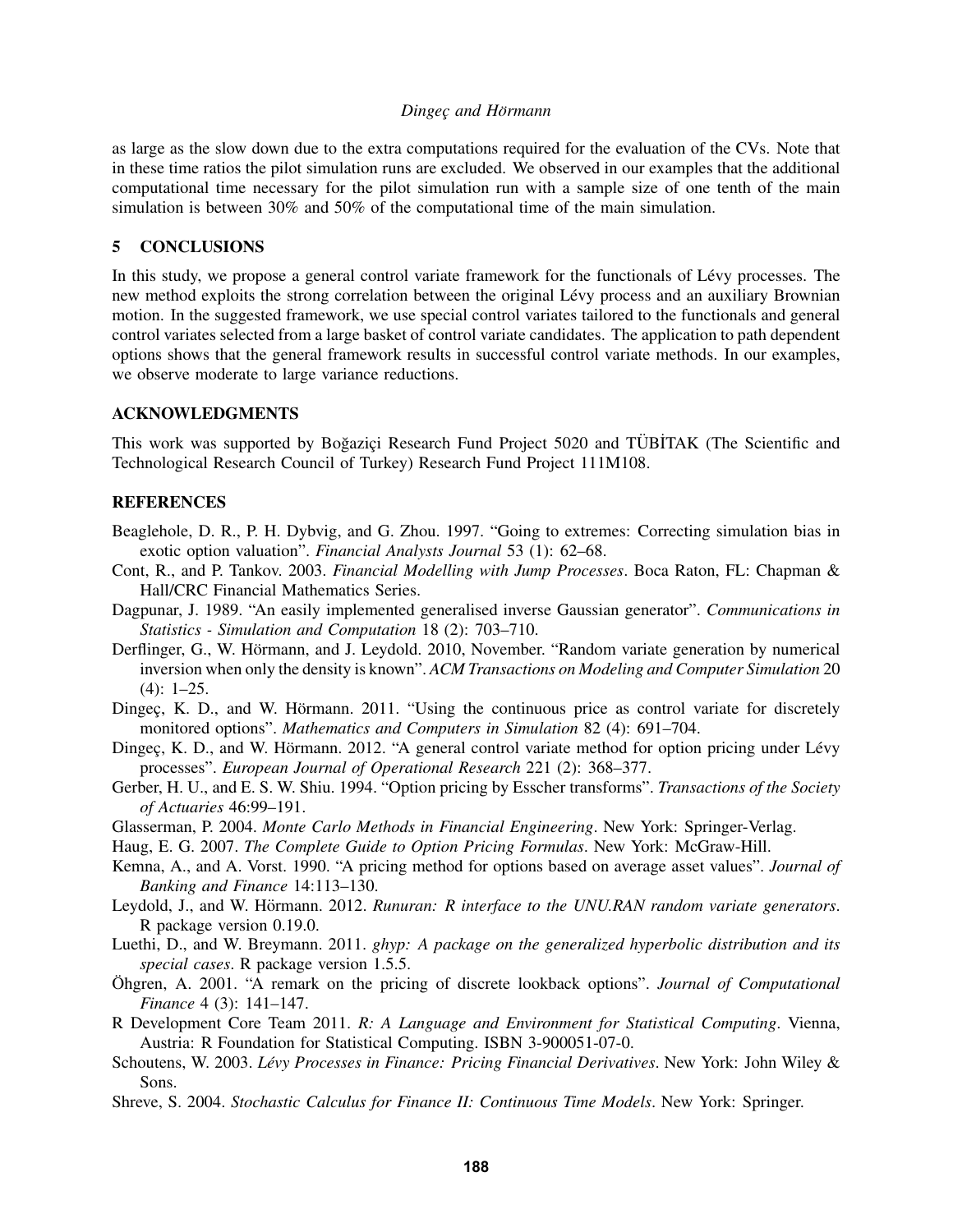as large as the slow down due to the extra computations required for the evaluation of the CVs. Note that in these time ratios the pilot simulation runs are excluded. We observed in our examples that the additional computational time necessary for the pilot simulation run with a sample size of one tenth of the main simulation is between 30% and 50% of the computational time of the main simulation.

## 5 CONCLUSIONS

In this study, we propose a general control variate framework for the functionals of Lévy processes. The new method exploits the strong correlation between the original Lévy process and an auxiliary Brownian motion. In the suggested framework, we use special control variates tailored to the functionals and general control variates selected from a large basket of control variate candidates. The application to path dependent options shows that the general framework results in successful control variate methods. In our examples, we observe moderate to large variance reductions.

## ACKNOWLEDGMENTS

This work was supported by Boğaziçi Research Fund Project 5020 and TÜBİTAK (The Scientific and Technological Research Council of Turkey) Research Fund Project 111M108.

## REFERENCES

Beaglehole, D. R., P. H. Dybvig, and G. Zhou. 1997. "Going to extremes: Correcting simulation bias in exotic option valuation". *Financial Analysts Journal* 53 (1): 62–68.

Cont, R., and P. Tankov. 2003. *Financial Modelling with Jump Processes*. Boca Raton, FL: Chapman & Hall/CRC Financial Mathematics Series.

Dagpunar, J. 1989. "An easily implemented generalised inverse Gaussian generator". *Communications in Statistics - Simulation and Computation* 18 (2): 703–710.

Derflinger, G., W. Hörmann, and J. Leydold. 2010, November. "Random variate generation by numerical inversion when only the density is known". *ACM Transactions on Modeling and Computer Simulation* 20 (4): 1–25.

Dingeç, K. D., and W. Hörmann. 2011. "Using the continuous price as control variate for discretely monitored options". *Mathematics and Computers in Simulation* 82 (4): 691–704.

Dingeç, K. D., and W. Hörmann. 2012. "A general control variate method for option pricing under Lévy processes". *European Journal of Operational Research* 221 (2): 368–377.

Gerber, H. U., and E. S. W. Shiu. 1994. "Option pricing by Esscher transforms". *Transactions of the Society of Actuaries* 46:99–191.

Glasserman, P. 2004. *Monte Carlo Methods in Financial Engineering*. New York: Springer-Verlag.

Haug, E. G. 2007. *The Complete Guide to Option Pricing Formulas*. New York: McGraw-Hill.

Kemna, A., and A. Vorst. 1990. "A pricing method for options based on average asset values". *Journal of Banking and Finance* 14:113–130.

Leydold, J., and W. Hörmann. 2012. *Runuran: R interface to the UNU.RAN random variate generators*. R package version 0.19.0.

Luethi, D., and W. Breymann. 2011. *ghyp: A package on the generalized hyperbolic distribution and its special cases*. R package version 1.5.5.

Öhgren, A. 2001. "A remark on the pricing of discrete lookback options". *Journal of Computational Finance* 4 (3): 141–147.

R Development Core Team 2011. *R: A Language and Environment for Statistical Computing*. Vienna, Austria: R Foundation for Statistical Computing. ISBN 3-900051-07-0.

Schoutens, W. 2003. *Lévy Processes in Finance: Pricing Financial Derivatives*. New York: John Wiley & Sons.

Shreve, S. 2004. *Stochastic Calculus for Finance II: Continuous Time Models*. New York: Springer.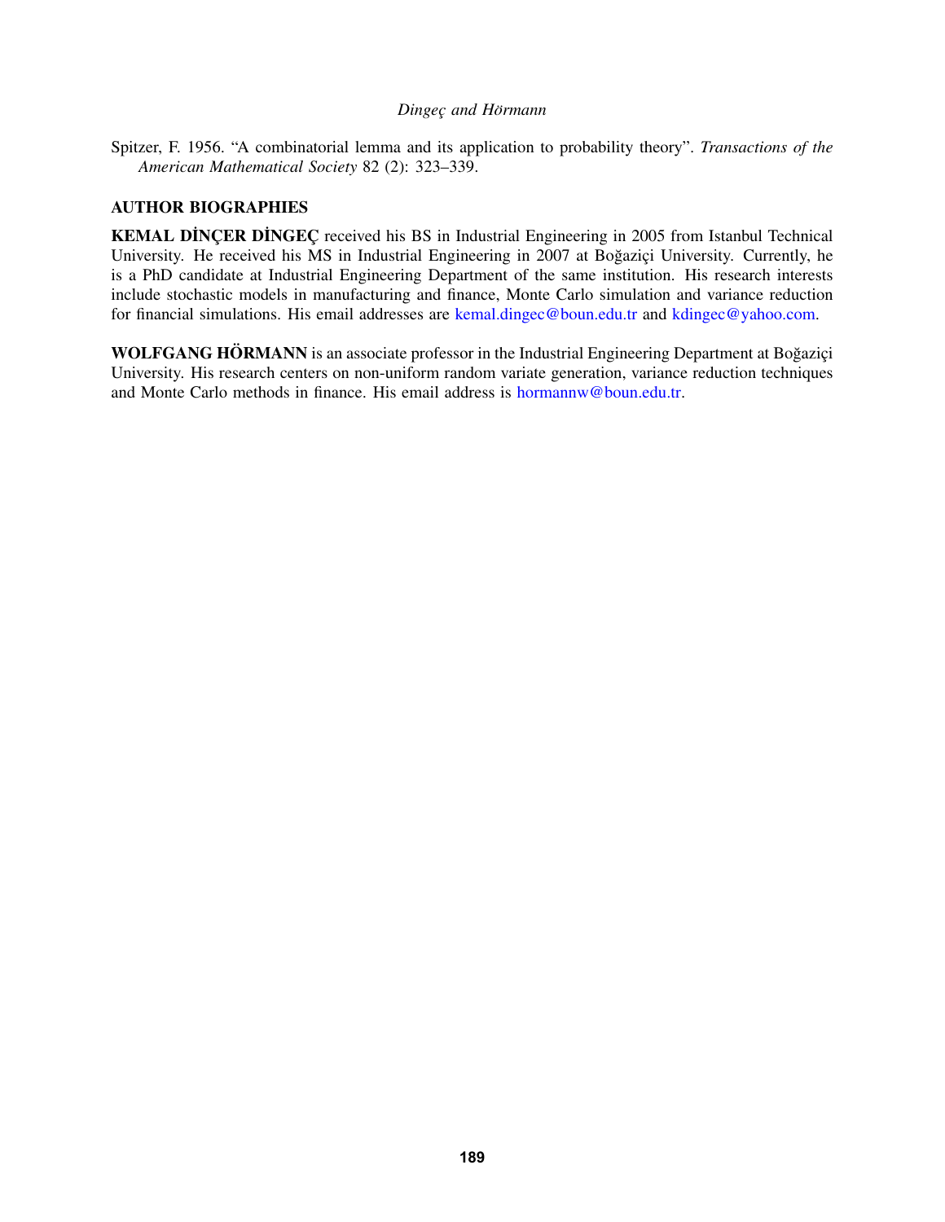Spitzer, F. 1956. "A combinatorial lemma and its application to probability theory". *Transactions of the American Mathematical Society* 82 (2): 323–339.

## AUTHOR BIOGRAPHIES

**KEMAL DİNÇER DİNGEÇ** received his BS in Industrial Engineering in 2005 from Istanbul Technical University. He received his MS in Industrial Engineering in 2007 at Boğaziçi University. Currently, he is a PhD candidate at Industrial Engineering Department of the same institution. His research interests include stochastic models in manufacturing and finance, Monte Carlo simulation and variance reduction for financial simulations. His email addresses are kemal.dingec@boun.edu.tr and kdingec@yahoo.com.

**WOLFGANG HÖRMANN** is an associate professor in the Industrial Engineering Department at Boğaziçi University. His research centers on non-uniform random variate generation, variance reduction techniques and Monte Carlo methods in finance. His email address is hormannw@boun.edu.tr.